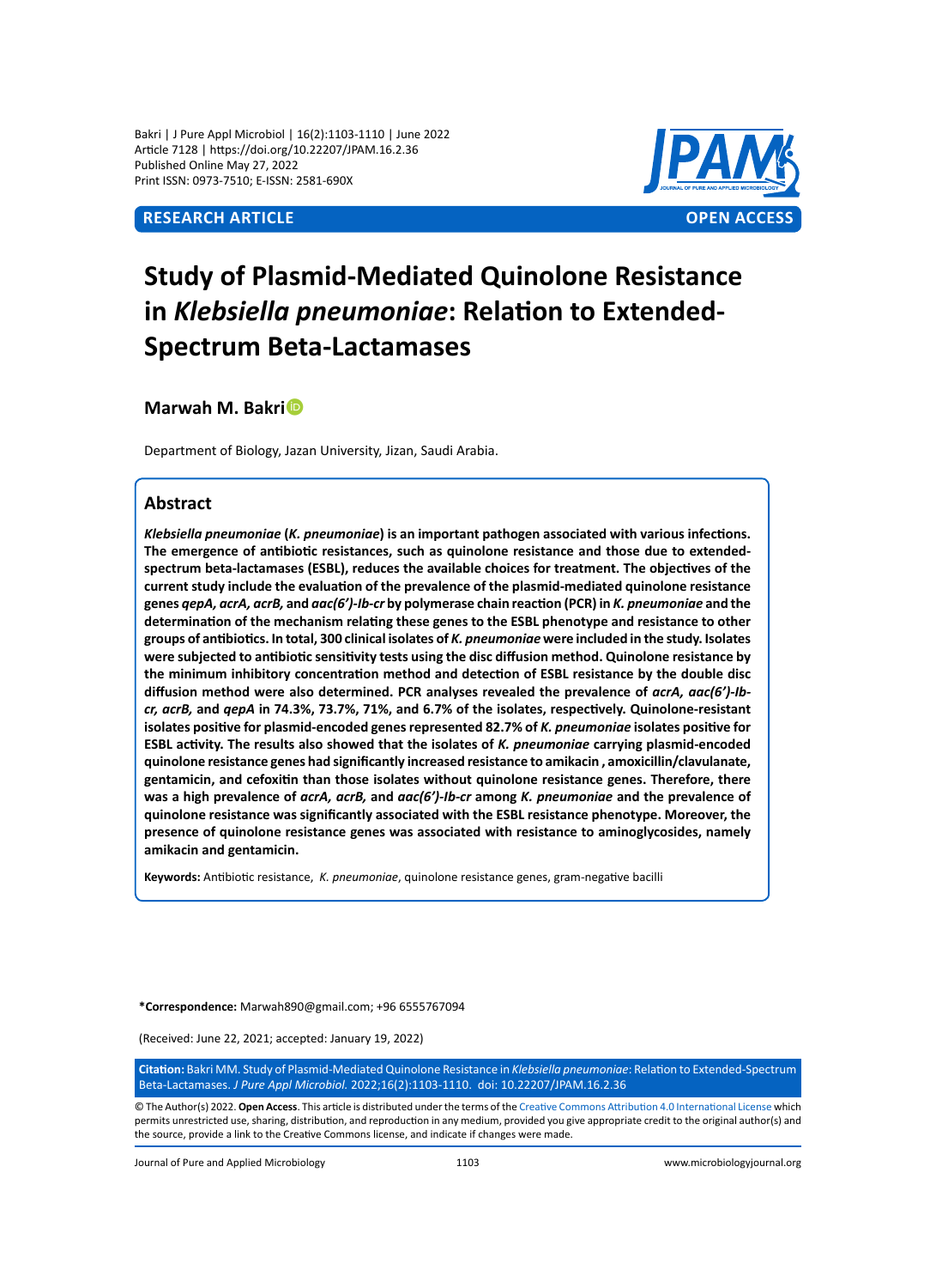RESEARCH ARTICLE | OPEN ACCESS

# Study of Plasmid-Mediated Quinolone Resistance in *Klebsiella pneumoniae*: Relation to Extended-Spectrum Beta-Lactamases

**Marwah M. Bakri**

Department of Biology, Jazan University, Jizan, Saudi Arabia.

## Abstract

***Klebsiella pneumoniae* (*K. pneumoniae*) is an important pathogen associated with various infections. The emergence of antibiotic resistances, such as quinolone resistance and those due to extended-spectrum beta-lactamases (ESBL), reduces the available choices for treatment. The objectives of the current study include the evaluation of the prevalence of the plasmid-mediated quinolone resistance genes *qepA, acrA, acrB,* and *aac(6')-Ib-cr* by polymerase chain reaction (PCR) in *K. pneumoniae* and the determination of the mechanism relating these genes to the ESBL phenotype and resistance to other groups of antibiotics. In total, 300 clinical isolates of *K. pneumoniae* were included in the study. Isolates were subjected to antibiotic sensitivity tests using the disc diffusion method. Quinolone resistance by the minimum inhibitory concentration method and detection of ESBL resistance by the double disc diffusion method were also determined. PCR analyses revealed the prevalence of *acrA, aac(6')-Ib-cr, acrB,* and *qepA* in 74.3%, 73.7%, 71%, and 6.7% of the isolates, respectively. Quinolone-resistant isolates positive for plasmid-encoded genes represented 82.7% of *K. pneumoniae* isolates positive for ESBL activity. The results also showed that the isolates of *K. pneumoniae* carrying plasmid-encoded quinolone resistance genes had significantly increased resistance to amikacin , amoxicillin/clavulanate, gentamicin, and cefoxitin than those isolates without quinolone resistance genes. Therefore, there was a high prevalence of *acrA, acrB,* and *aac(6')-Ib-cr* among *K. pneumoniae* and the prevalence of quinolone resistance was significantly associated with the ESBL resistance phenotype. Moreover, the presence of quinolone resistance genes was associated with resistance to aminoglycosides, namely amikacin and gentamicin.**

**Keywords:** Antibiotic resistance, *K. pneumoniae*, quinolone resistance genes, gram-negative bacilli

**\*Correspondence:** Marwah890@gmail.com; +96 6555767094

(Received: June 22, 2021; accepted: January 19, 2022)

**Citation:** Bakri MM. Study of Plasmid-Mediated Quinolone Resistance in *Klebsiella pneumoniae*: Relation to Extended-Spectrum Beta-Lactamases. *J Pure Appl Microbiol.* 2022;16(2):1103-1110. doi: 10.22207/JPAM.16.2.36

© The Author(s) 2022. **Open Access**. This article is distributed under the terms of the Creative Commons Attribution 4.0 International License which permits unrestricted use, sharing, distribution, and reproduction in any medium, provided you give appropriate credit to the original author(s) and the source, provide a link to the Creative Commons license, and indicate if changes were made.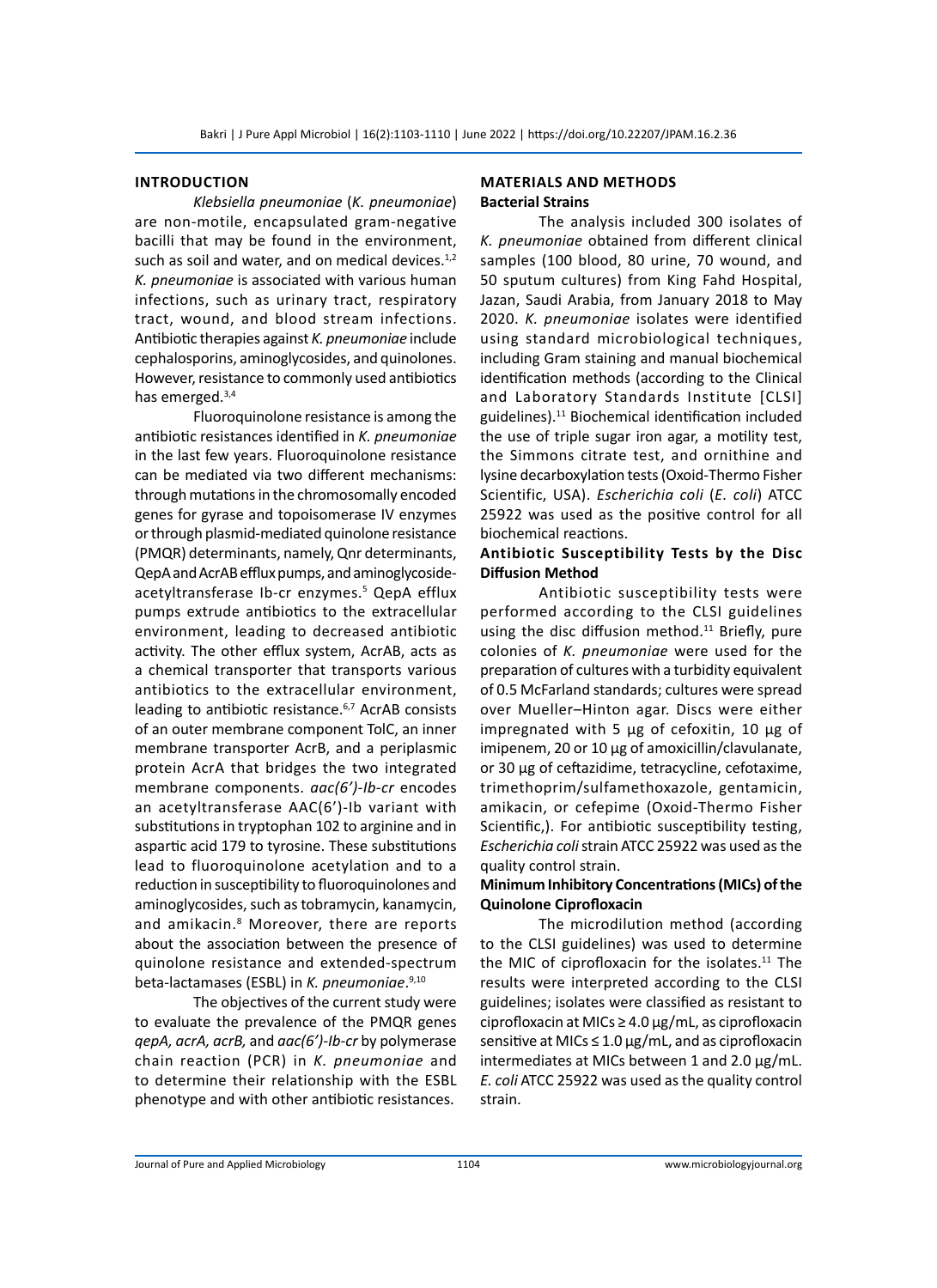## INTRODUCTION

*Klebsiella pneumoniae* (*K. pneumoniae*) are non-motile, encapsulated gram-negative bacilli that may be found in the environment, such as soil and water, and on medical devices.[1,2] *K. pneumoniae* is associated with various human infections, such as urinary tract, respiratory tract, wound, and blood stream infections. Antibiotic therapies against *K. pneumoniae* include cephalosporins, aminoglycosides, and quinolones. However, resistance to commonly used antibiotics has emerged.[3,4]

Fluoroquinolone resistance is among the antibiotic resistances identified in *K. pneumoniae* in the last few years. Fluoroquinolone resistance can be mediated via two different mechanisms: through mutations in the chromosomally encoded genes for gyrase and topoisomerase IV enzymes or through plasmid-mediated quinolone resistance (PMQR) determinants, namely, Qnr determinants, QepA and AcrAB efflux pumps, and aminoglycoside-acetyltransferase Ib-cr enzymes.[5] QepA efflux pumps extrude antibiotics to the extracellular environment, leading to decreased antibiotic activity. The other efflux system, AcrAB, acts as a chemical transporter that transports various antibiotics to the extracellular environment, leading to antibiotic resistance.[6,7] AcrAB consists of an outer membrane component TolC, an inner membrane transporter AcrB, and a periplasmic protein AcrA that bridges the two integrated membrane components. *aac(6')-Ib-cr* encodes an acetyltransferase AAC(6')-Ib variant with substitutions in tryptophan 102 to arginine and in aspartic acid 179 to tyrosine. These substitutions lead to fluoroquinolone acetylation and to a reduction in susceptibility to fluoroquinolones and aminoglycosides, such as tobramycin, kanamycin, and amikacin.[8] Moreover, there are reports about the association between the presence of quinolone resistance and extended-spectrum beta-lactamases (ESBL) in *K. pneumoniae*.[9,10]

The objectives of the current study were to evaluate the prevalence of the PMQR genes *qepA, acrA, acrB,* and *aac(6')-Ib-cr* by polymerase chain reaction (PCR) in *K. pneumoniae* and to determine their relationship with the ESBL phenotype and with other antibiotic resistances.

## MATERIALS AND METHODS

### Bacterial Strains

The analysis included 300 isolates of *K. pneumoniae* obtained from different clinical samples (100 blood, 80 urine, 70 wound, and 50 sputum cultures) from King Fahd Hospital, Jazan, Saudi Arabia, from January 2018 to May 2020. *K. pneumoniae* isolates were identified using standard microbiological techniques, including Gram staining and manual biochemical identification methods (according to the Clinical and Laboratory Standards Institute [CLSI] guidelines).[11] Biochemical identification included the use of triple sugar iron agar, a motility test, the Simmons citrate test, and ornithine and lysine decarboxylation tests (Oxoid-Thermo Fisher Scientific, USA). *Escherichia coli* (*E. coli*) ATCC 25922 was used as the positive control for all biochemical reactions.

### Antibiotic Susceptibility Tests by the Disc Diffusion Method

Antibiotic susceptibility tests were performed according to the CLSI guidelines using the disc diffusion method.[11] Briefly, pure colonies of *K. pneumoniae* were used for the preparation of cultures with a turbidity equivalent of 0.5 McFarland standards; cultures were spread over Mueller–Hinton agar. Discs were either impregnated with 5 µg of cefoxitin, 10 µg of imipenem, 20 or 10 µg of amoxicillin/clavulanate, or 30 µg of ceftazidime, tetracycline, cefotaxime, trimethoprim/sulfamethoxazole, gentamicin, amikacin, or cefepime (Oxoid-Thermo Fisher Scientific,). For antibiotic susceptibility testing, *Escherichia coli* strain ATCC 25922 was used as the quality control strain.

### Minimum Inhibitory Concentrations (MICs) of the Quinolone Ciprofloxacin

The microdilution method (according to the CLSI guidelines) was used to determine the MIC of ciprofloxacin for the isolates.[11] The results were interpreted according to the CLSI guidelines; isolates were classified as resistant to ciprofloxacin at MICs $\geq$ 4.0 µg/mL, as ciprofloxacin sensitive at MICs $\leq$ 1.0 µg/mL, and as ciprofloxacin intermediates at MICs between 1 and 2.0 µg/mL. *E. coli* ATCC 25922 was used as the quality control strain.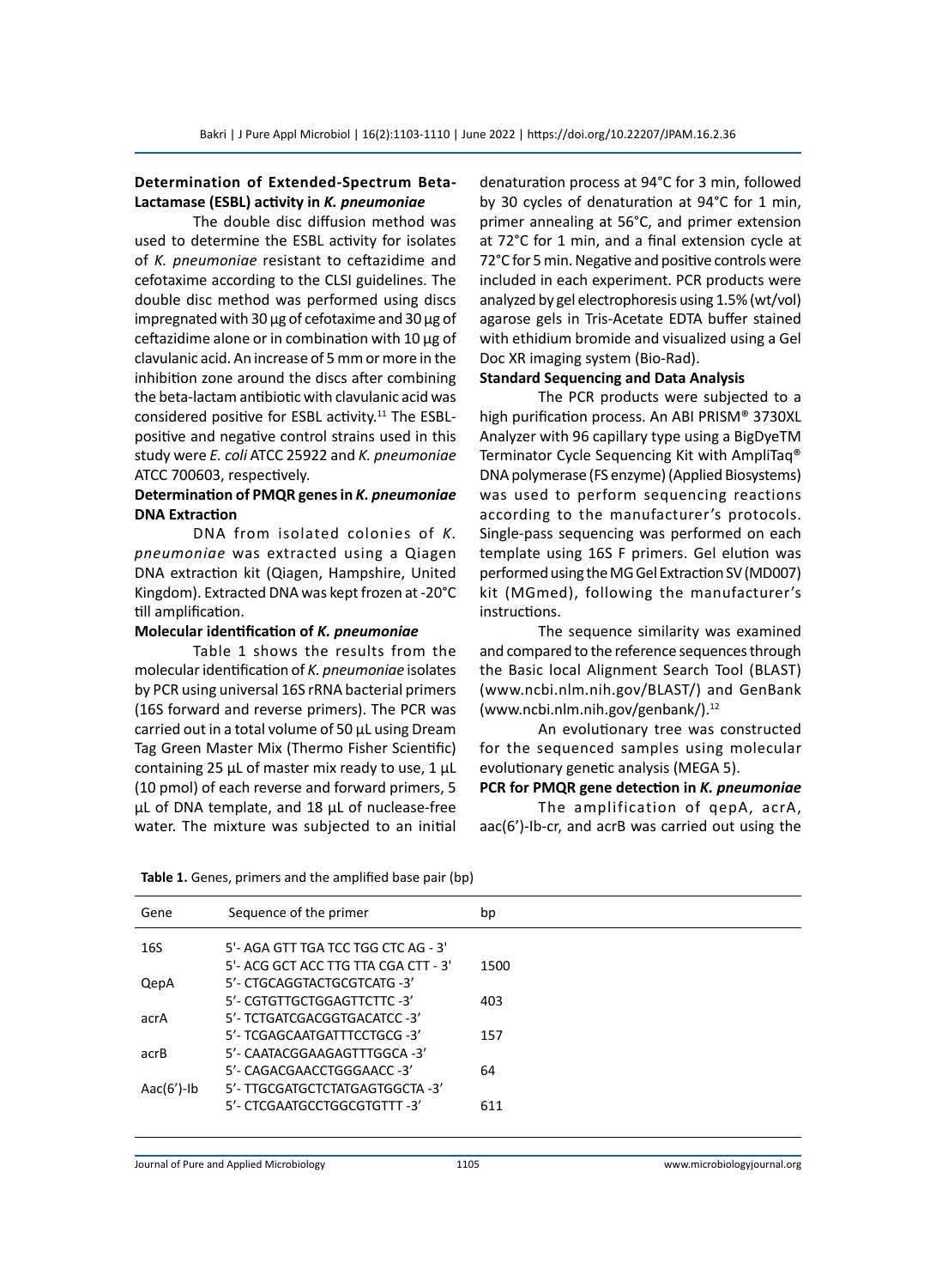**Determination of Extended-Spectrum Beta-Lactamase (ESBL) activity in *K. pneumoniae***

The double disc diffusion method was used to determine the ESBL activity for isolates of *K. pneumoniae* resistant to ceftazidime and cefotaxime according to the CLSI guidelines. The double disc method was performed using discs impregnated with 30 µg of cefotaxime and 30 µg of ceftazidime alone or in combination with 10 µg of clavulanic acid. An increase of 5 mm or more in the inhibition zone around the discs after combining the beta-lactam antibiotic with clavulanic acid was considered positive for ESBL activity.[11] The ESBL-positive and negative control strains used in this study were *E. coli* ATCC 25922 and *K. pneumoniae* ATCC 700603, respectively.

**Determination of PMQR genes in *K. pneumoniae***

**DNA Extraction**

DNA from isolated colonies of *K. pneumoniae* was extracted using a Qiagen DNA extraction kit (Qiagen, Hampshire, United Kingdom). Extracted DNA was kept frozen at -20°C till amplification.

**Molecular identification of *K. pneumoniae***

Table 1 shows the results from the molecular identification of *K. pneumoniae* isolates by PCR using universal 16S rRNA bacterial primers (16S forward and reverse primers). The PCR was carried out in a total volume of 50 µL using Dream Tag Green Master Mix (Thermo Fisher Scientific) containing 25 µL of master mix ready to use, 1 µL (10 pmol) of each reverse and forward primers, 5 µL of DNA template, and 18 µL of nuclease-free water. The mixture was subjected to an initial denaturation process at 94°C for 3 min, followed by 30 cycles of denaturation at 94°C for 1 min, primer annealing at 56°C, and primer extension at 72°C for 1 min, and a final extension cycle at 72°C for 5 min. Negative and positive controls were included in each experiment. PCR products were analyzed by gel electrophoresis using 1.5% (wt/vol) agarose gels in Tris-Acetate EDTA buffer stained with ethidium bromide and visualized using a Gel Doc XR imaging system (Bio-Rad).

**Standard Sequencing and Data Analysis**

The PCR products were subjected to a high purification process. An ABI PRISM® 3730XL Analyzer with 96 capillary type using a BigDyeTM Terminator Cycle Sequencing Kit with AmpliTaq® DNA polymerase (FS enzyme) (Applied Biosystems) was used to perform sequencing reactions according to the manufacturer's protocols. Single-pass sequencing was performed on each template using 16S F primers. Gel elution was performed using the MG Gel Extraction SV (MD007) kit (MGmed), following the manufacturer's instructions.

The sequence similarity was examined and compared to the reference sequences through the Basic local Alignment Search Tool (BLAST) (www.ncbi.nlm.nih.gov/BLAST/) and GenBank (www.ncbi.nlm.nih.gov/genbank/).[12]

An evolutionary tree was constructed for the sequenced samples using molecular evolutionary genetic analysis (MEGA 5).

**PCR for PMQR gene detection in *K. pneumoniae***

The amplification of qepA, acrA, aac(6')-Ib-cr, and acrB was carried out using the

**Table 1.** Genes, primers and the amplified base pair (bp)

| Gene | Sequence of the primer | bp |
|---|---|---|
| 16S | 5'- AGA GTT TGA TCC TGG CTC AG - 3'<br>5'- ACG GCT ACC TTG TTA CGA CTT - 3' | 1500 |
| QepA | 5'- CTGCAGGTACTGCGTCATG -3'<br>5'- CGTGTTGCTGGAGTTCTTC -3' | 403 |
| acrA | 5'- TCTGATCGACGGTGACATCC -3'<br>5'- TCGAGCAATGATTTCCTGCG -3' | 157 |
| acrB | 5'- CAATACGGAAGAGTTTGGCA -3'<br>5'- CAGACGAACCTGGGAACC -3' | 64 |
| Aac(6')-Ib | 5'- TTGCGATGCTCTATGAGTGGCTA -3'<br>5'- CTCGAATGCCTGGCGTGTTT -3' | 611 |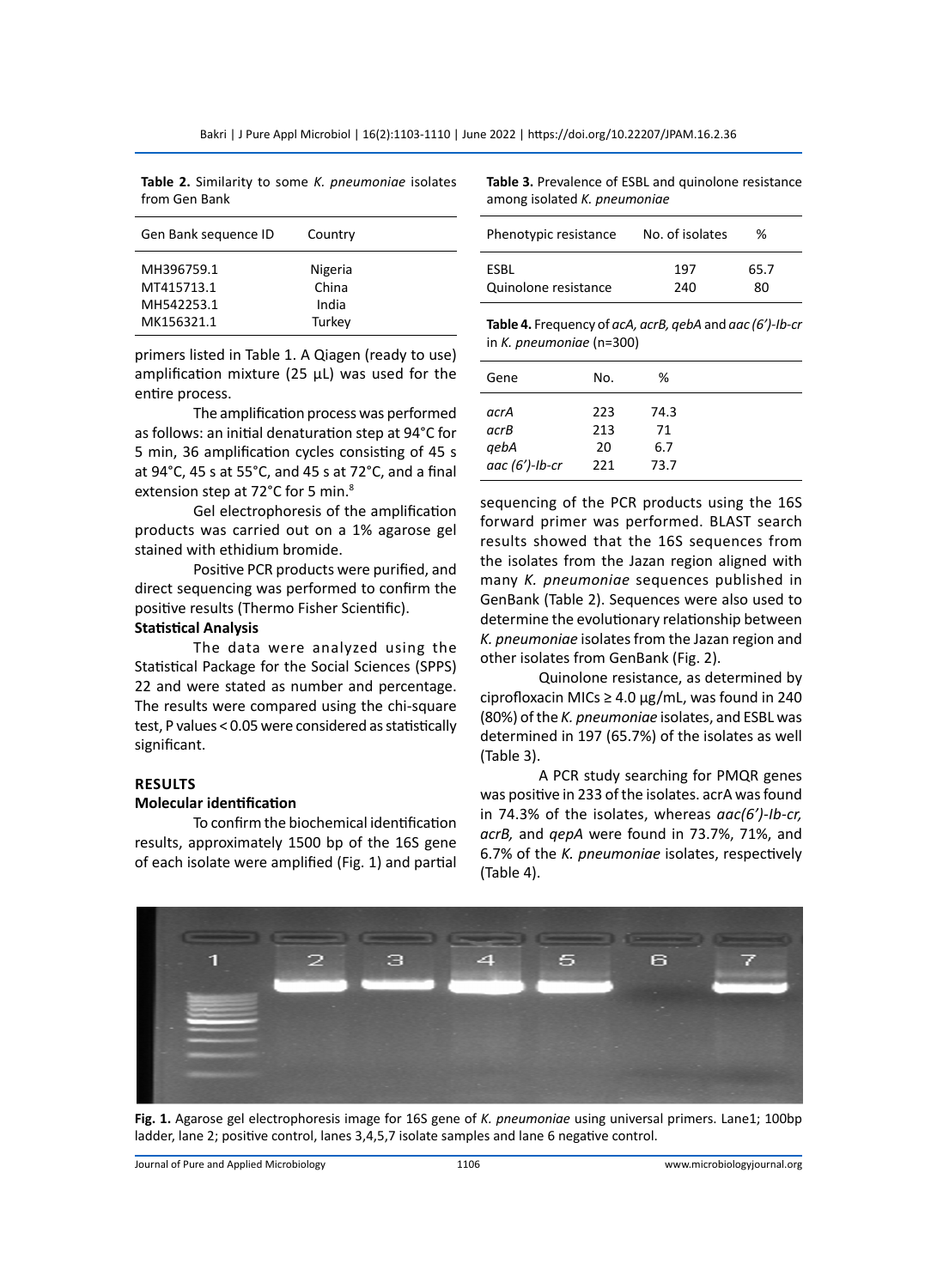**Table 2.** Similarity to some *K. pneumoniae* isolates from Gen Bank

| Gen Bank sequence ID | Country |
|---|---|
| MH396759.1 | Nigeria |
| MT415713.1 | China |
| MH542253.1 | India |
| MK156321.1 | Turkey |

primers listed in Table 1. A Qiagen (ready to use) amplification mixture (25 µL) was used for the entire process.

The amplification process was performed as follows: an initial denaturation step at 94°C for 5 min, 36 amplification cycles consisting of 45 s at 94°C, 45 s at 55°C, and 45 s at 72°C, and a final extension step at 72°C for 5 min.[8]

Gel electrophoresis of the amplification products was carried out on a 1% agarose gel stained with ethidium bromide.

Positive PCR products were purified, and direct sequencing was performed to confirm the positive results (Thermo Fisher Scientific).

**Statistical Analysis**

The data were analyzed using the Statistical Package for the Social Sciences (SPPS) 22 and were stated as number and percentage. The results were compared using the chi-square test, P values < 0.05 were considered as statistically significant.

## RESULTS

### Molecular identification

To confirm the biochemical identification results, approximately 1500 bp of the 16S gene of each isolate were amplified (Fig. 1) and partial sequencing of the PCR products using the 16S forward primer was performed. BLAST search results showed that the 16S sequences from the isolates from the Jazan region aligned with many *K. pneumoniae* sequences published in GenBank (Table 2). Sequences were also used to determine the evolutionary relationship between *K. pneumoniae* isolates from the Jazan region and other isolates from GenBank (Fig. 2).

Quinolone resistance, as determined by ciprofloxacin MICs ≥ 4.0 µg/mL, was found in 240 (80%) of the *K. pneumoniae* isolates, and ESBL was determined in 197 (65.7%) of the isolates as well (Table 3).

A PCR study searching for PMQR genes was positive in 233 of the isolates. acrA was found in 74.3% of the isolates, whereas *aac(6')-Ib-cr, acrB,* and *qepA* were found in 73.7%, 71%, and 6.7% of the *K. pneumoniae* isolates, respectively (Table 4).

**Table 3.** Prevalence of ESBL and quinolone resistance among isolated *K. pneumoniae*

| Phenotypic resistance | No. of isolates | % |
|---|---|---|
| ESBL | 197 | 65.7 |
| Quinolone resistance | 240 | 80 |

**Table 4.** Frequency of *acA, acrB, qebA* and *aac (6')-Ib-cr* in *K. pneumoniae* (n=300)

| Gene | No. | % |
|---|---|---|
| *acrA* | 223 | 74.3 |
| *acrB* | 213 | 71 |
| *qebA* | 20 | 6.7 |
| *aac (6')-Ib-cr* | 221 | 73.7 |

**Fig. 1.** Agarose gel electrophoresis image for 16S gene of *K. pneumoniae* using universal primers. Lane1; 100bp ladder, lane 2; positive control, lanes 3,4,5,7 isolate samples and lane 6 negative control.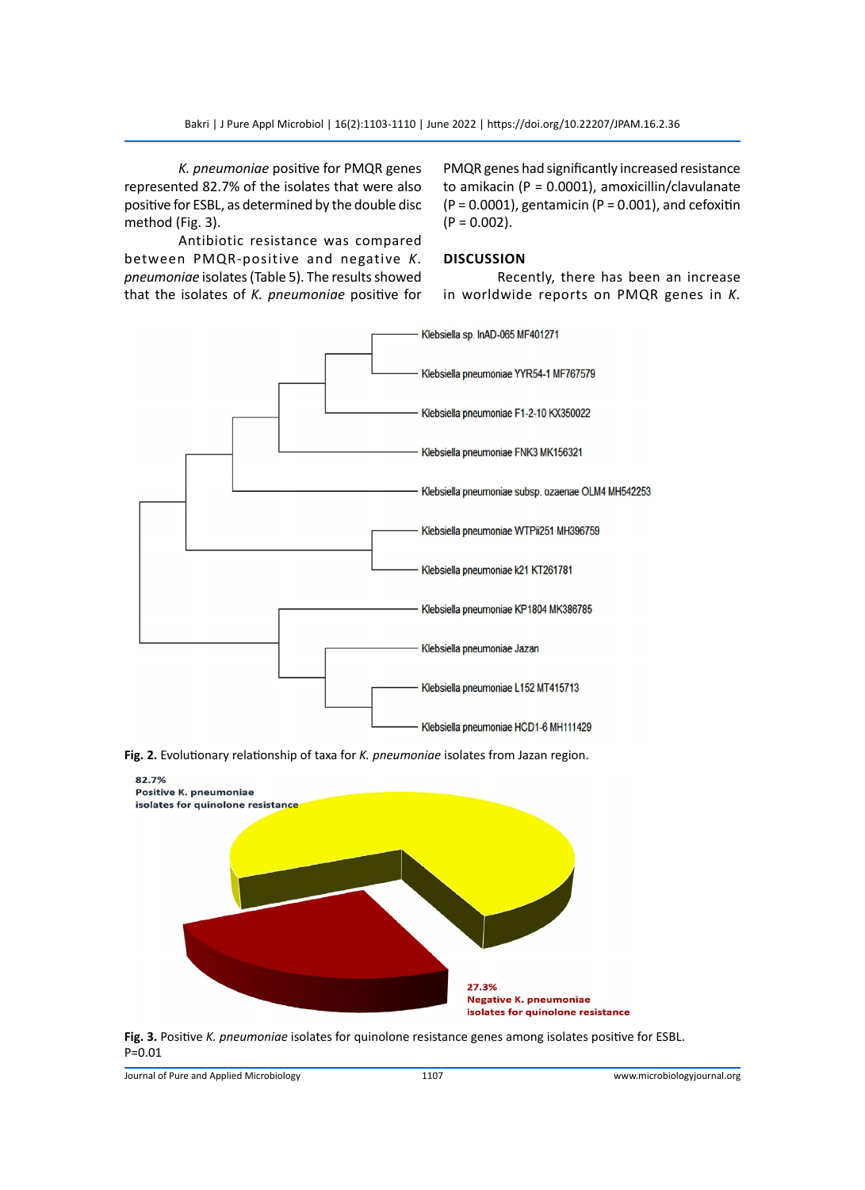*K. pneumoniae* positive for PMQR genes represented 82.7% of the isolates that were also positive for ESBL, as determined by the double disc method (Fig. 3).

Antibiotic resistance was compared between PMQR-positive and negative *K. pneumoniae* isolates (Table 5). The results showed that the isolates of *K. pneumoniae* positive for PMQR genes had significantly increased resistance to amikacin (P = 0.0001), amoxicillin/clavulanate (P = 0.0001), gentamicin (P = 0.001), and cefoxitin (P = 0.002).

## DISCUSSION

Recently, there has been an increase in worldwide reports on PMQR genes in *K.*

**Fig. 2.** Evolutionary relationship of taxa for *K. pneumoniae* isolates from Jazan region.

**Fig. 3.** Positive *K. pneumoniae* isolates for quinolone resistance genes among isolates positive for ESBL. P=0.01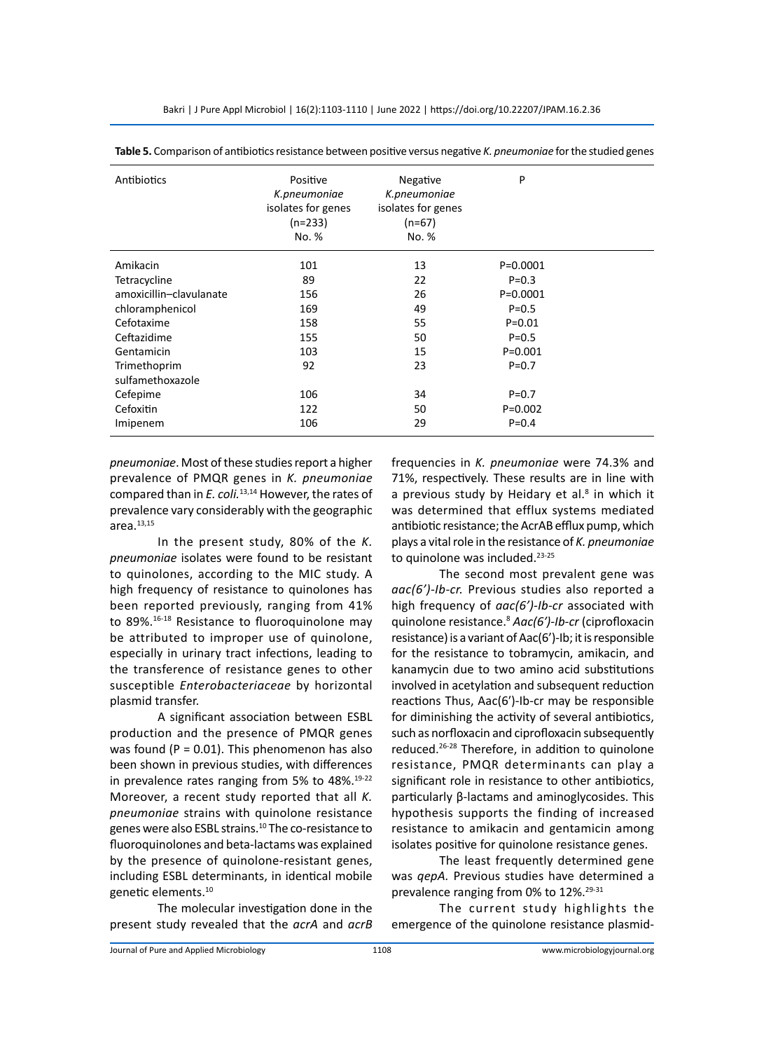**Table 5.** Comparison of antibiotics resistance between positive versus negative *K. pneumoniae* for the studied genes

| Antibiotics | Positive *K.pneumoniae* isolates for genes (n=233) No. % | Negative *K.pneumoniae* isolates for genes (n=67) No. % | P |
|---|---|---|---|
| Amikacin | 101 | 13 | P=0.0001 |
| Tetracycline | 89 | 22 | P=0.3 |
| amoxicillin–clavulanate | 156 | 26 | P=0.0001 |
| chloramphenicol | 169 | 49 | P=0.5 |
| Cefotaxime | 158 | 55 | P=0.01 |
| Ceftazidime | 155 | 50 | P=0.5 |
| Gentamicin | 103 | 15 | P=0.001 |
| Trimethoprim sulfamethoxazole | 92 | 23 | P=0.7 |
| Cefepime | 106 | 34 | P=0.7 |
| Cefoxitin | 122 | 50 | P=0.002 |
| Imipenem | 106 | 29 | P=0.4 |

*pneumoniae*. Most of these studies report a higher prevalence of PMQR genes in *K. pneumoniae* compared than in *E. coli.*[13,14] However, the rates of prevalence vary considerably with the geographic area.[13,15]

In the present study, 80% of the *K. pneumoniae* isolates were found to be resistant to quinolones, according to the MIC study. A high frequency of resistance to quinolones has been reported previously, ranging from 41% to 89%.[16-18] Resistance to fluoroquinolone may be attributed to improper use of quinolone, especially in urinary tract infections, leading to the transference of resistance genes to other susceptible *Enterobacteriaceae* by horizontal plasmid transfer.

A significant association between ESBL production and the presence of PMQR genes was found (P = 0.01). This phenomenon has also been shown in previous studies, with differences in prevalence rates ranging from 5% to 48%.[19-22] Moreover, a recent study reported that all *K. pneumoniae* strains with quinolone resistance genes were also ESBL strains.[10] The co-resistance to fluoroquinolones and beta-lactams was explained by the presence of quinolone-resistant genes, including ESBL determinants, in identical mobile genetic elements.[10]

The molecular investigation done in the present study revealed that the *acrA* and *acrB* frequencies in *K. pneumoniae* were 74.3% and 71%, respectively. These results are in line with a previous study by Heidary et al.[8] in which it was determined that efflux systems mediated antibiotic resistance; the AcrAB efflux pump, which plays a vital role in the resistance of *K. pneumoniae* to quinolone was included.[23-25]

The second most prevalent gene was *aac(6')-Ib-cr.* Previous studies also reported a high frequency of *aac(6')-Ib-cr* associated with quinolone resistance.[8] *Aac(6')-Ib-cr* (ciprofloxacin resistance) is a variant of Aac(6')-Ib; it is responsible for the resistance to tobramycin, amikacin, and kanamycin due to two amino acid substitutions involved in acetylation and subsequent reduction reactions Thus, Aac(6')-Ib-cr may be responsible for diminishing the activity of several antibiotics, such as norfloxacin and ciprofloxacin subsequently reduced.[26-28] Therefore, in addition to quinolone resistance, PMQR determinants can play a significant role in resistance to other antibiotics, particularly β-lactams and aminoglycosides. This hypothesis supports the finding of increased resistance to amikacin and gentamicin among isolates positive for quinolone resistance genes.

The least frequently determined gene was *qepA.* Previous studies have determined a prevalence ranging from 0% to 12%.[29-31]

The current study highlights the emergence of the quinolone resistance plasmid-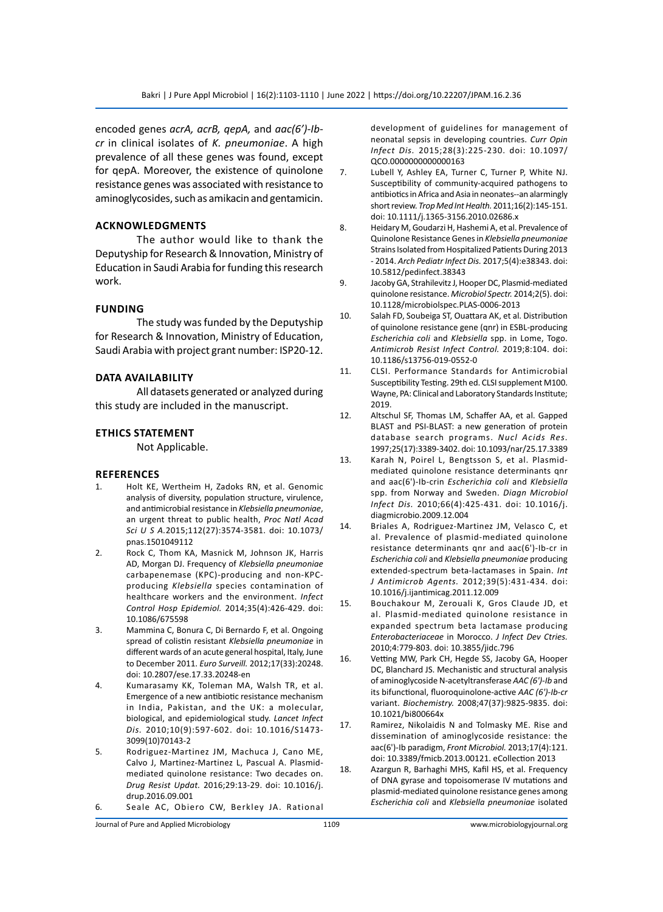encoded genes *acrA, acrB, qepA,* and *aac(6')-Ib-cr* in clinical isolates of *K. pneumoniae*. A high prevalence of all these genes was found, except for qepA. Moreover, the existence of quinolone resistance genes was associated with resistance to aminoglycosides, such as amikacin and gentamicin.

## ACKNOWLEDGMENTS

The author would like to thank the Deputyship for Research & Innovation, Ministry of Education in Saudi Arabia for funding this research work.

## FUNDING

The study was funded by the Deputyship for Research & Innovation, Ministry of Education, Saudi Arabia with project grant number: ISP20-12.

## DATA AVAILABILITY

All datasets generated or analyzed during this study are included in the manuscript.

## ETHICS STATEMENT

Not Applicable.

## REFERENCES

1. Holt KE, Wertheim H, Zadoks RN, et al. Genomic analysis of diversity, population structure, virulence, and antimicrobial resistance in *Klebsiella pneumoniae*, an urgent threat to public health, *Proc Natl Acad Sci U S A.*2015;112(27):3574-3581. doi: 10.1073/pnas.1501049112
2. Rock C, Thom KA, Masnick M, Johnson JK, Harris AD, Morgan DJ. Frequency of *Klebsiella pneumoniae* carbapenemase (KPC)-producing and non-KPC-producing *Klebsiella* species contamination of healthcare workers and the environment. *Infect Control Hosp Epidemiol.* 2014;35(4):426-429. doi: 10.1086/675598
3. Mammina C, Bonura C, Di Bernardo F, et al. Ongoing spread of colistin resistant *Klebsiella pneumoniae* in different wards of an acute general hospital, Italy, June to December 2011. *Euro Surveill.* 2012;17(33):20248. doi: 10.2807/ese.17.33.20248-en
4. Kumarasamy KK, Toleman MA, Walsh TR, et al. Emergence of a new antibiotic resistance mechanism in India, Pakistan, and the UK: a molecular, biological, and epidemiological study. *Lancet Infect Dis.* 2010;10(9):597-602. doi: 10.1016/S1473-3099(10)70143-2
5. Rodriguez-Martinez JM, Machuca J, Cano ME, Calvo J, Martinez-Martinez L, Pascual A. Plasmid-mediated quinolone resistance: Two decades on. *Drug Resist Updat.* 2016;29:13-29. doi: 10.1016/j.drup.2016.09.001
6. Seale AC, Obiero CW, Berkley JA. Rational development of guidelines for management of neonatal sepsis in developing countries. *Curr Opin Infect Dis.* 2015;28(3):225-230. doi: 10.1097/QCO.0000000000000163
7. Lubell Y, Ashley EA, Turner C, Turner P, White NJ. Susceptibility of community-acquired pathogens to antibiotics in Africa and Asia in neonates--an alarmingly short review. *Trop Med Int Health.* 2011;16(2):145-151. doi: 10.1111/j.1365-3156.2010.02686.x
8. Heidary M, Goudarzi H, Hashemi A, et al. Prevalence of Quinolone Resistance Genes in *Klebsiella pneumoniae* Strains Isolated from Hospitalized Patients During 2013 - 2014. *Arch Pediatr Infect Dis.* 2017;5(4):e38343. doi: 10.5812/pedinfect.38343
9. Jacoby GA, Strahilevitz J, Hooper DC, Plasmid-mediated quinolone resistance. *Microbiol Spectr.* 2014;2(5). doi: 10.1128/microbiolspec.PLAS-0006-2013
10. Salah FD, Soubeiga ST, Ouattara AK, et al. Distribution of quinolone resistance gene (qnr) in ESBL-producing *Escherichia coli* and *Klebsiella* spp. in Lome, Togo. *Antimicrob Resist Infect Control.* 2019;8:104. doi: 10.1186/s13756-019-0552-0
11. CLSI. Performance Standards for Antimicrobial Susceptibility Testing. 29th ed. CLSI supplement M100. Wayne, PA: Clinical and Laboratory Standards Institute; 2019.
12. Altschul SF, Thomas LM, Schaffer AA, et al. Gapped BLAST and PSI-BLAST: a new generation of protein database search programs. *Nucl Acids Res.* 1997;25(17):3389-3402. doi: 10.1093/nar/25.17.3389
13. Karah N, Poirel L, Bengtsson S, et al. Plasmid-mediated quinolone resistance determinants qnr and aac(6')-Ib-crin *Escherichia coli* and *Klebsiella* spp. from Norway and Sweden. *Diagn Microbiol Infect Dis.* 2010;66(4):425-431. doi: 10.1016/j.diagmicrobio.2009.12.004
14. Briales A, Rodriguez-Martinez JM, Velasco C, et al. Prevalence of plasmid-mediated quinolone resistance determinants qnr and aac(6')-Ib-cr in *Escherichia coli* and *Klebsiella pneumoniae* producing extended-spectrum beta-lactamases in Spain. *Int J Antimicrob Agents.* 2012;39(5):431-434. doi: 10.1016/j.ijantimicag.2011.12.009
15. Bouchakour M, Zerouali K, Gros Claude JD, et al. Plasmid-mediated quinolone resistance in expanded spectrum beta lactamase producing *Enterobacteriaceae* in Morocco. *J Infect Dev Ctries.* 2010;4:779-803. doi: 10.3855/jidc.796
16. Vetting MW, Park CH, Hegde SS, Jacoby GA, Hooper DC, Blanchard JS. Mechanistic and structural analysis of aminoglycoside N-acetyltransferase *AAC (6')-Ib* and its bifunctional, fluoroquinolone-active *AAC (6')-Ib-cr* variant. *Biochemistry.* 2008;47(37):9825-9835. doi: 10.1021/bi800664x
17. Ramirez, Nikolaidis N and Tolmasky ME. Rise and dissemination of aminoglycoside resistance: the aac(6')-Ib paradigm, *Front Microbiol.* 2013;17(4):121. doi: 10.3389/fmicb.2013.00121. eCollection 2013
18. Azargun R, Barhaghi MHS, Kafil HS, et al. Frequency of DNA gyrase and topoisomerase IV mutations and plasmid-mediated quinolone resistance genes among *Escherichia coli* and *Klebsiella pneumoniae* isolated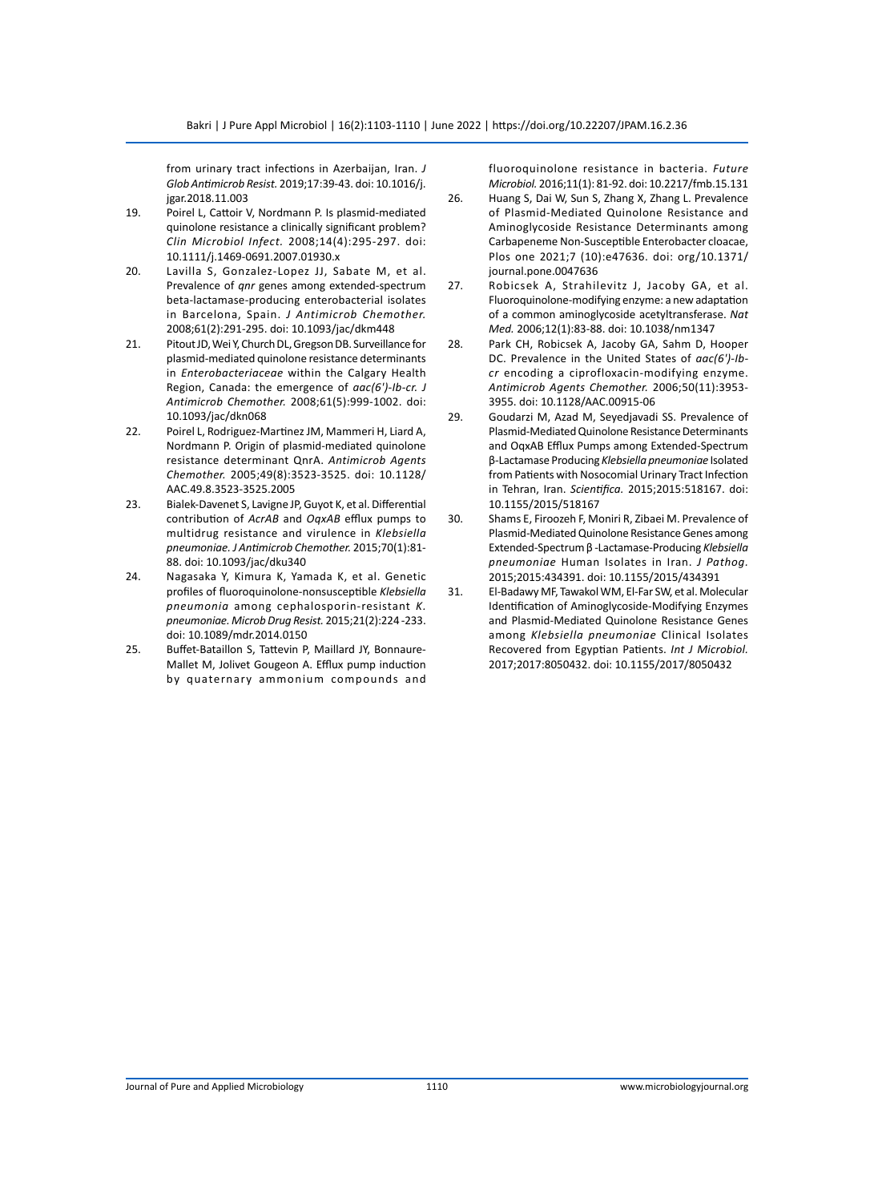from urinary tract infections in Azerbaijan, Iran. *J Glob Antimicrob Resist.* 2019;17:39-43. doi: 10.1016/j.jgar.2018.11.003

19. Poirel L, Cattoir V, Nordmann P. Is plasmid-mediated quinolone resistance a clinically significant problem? *Clin Microbiol Infect.* 2008;14(4):295-297. doi: 10.1111/j.1469-0691.2007.01930.x
20. Lavilla S, Gonzalez-Lopez JJ, Sabate M, et al. Prevalence of *qnr* genes among extended-spectrum beta-lactamase-producing enterobacterial isolates in Barcelona, Spain. *J Antimicrob Chemother.* 2008;61(2):291-295. doi: 10.1093/jac/dkm448
21. Pitout JD, Wei Y, Church DL, Gregson DB. Surveillance for plasmid-mediated quinolone resistance determinants in *Enterobacteriaceae* within the Calgary Health Region, Canada: the emergence of *aac(6')-Ib-cr. J Antimicrob Chemother.* 2008;61(5):999-1002. doi: 10.1093/jac/dkn068
22. Poirel L, Rodriguez-Martinez JM, Mammeri H, Liard A, Nordmann P. Origin of plasmid-mediated quinolone resistance determinant QnrA. *Antimicrob Agents Chemother.* 2005;49(8):3523-3525. doi: 10.1128/AAC.49.8.3523-3525.2005
23. Bialek-Davenet S, Lavigne JP, Guyot K, et al. Differential contribution of *AcrAB* and *OqxAB* efflux pumps to multidrug resistance and virulence in *Klebsiella pneumoniae. J Antimicrob Chemother.* 2015;70(1):81-88. doi: 10.1093/jac/dku340
24. Nagasaka Y, Kimura K, Yamada K, et al. Genetic profiles of fluoroquinolone-nonsusceptible *Klebsiella pneumonia* among cephalosporin-resistant *K. pneumoniae. Microb Drug Resist.* 2015;21(2):224-233. doi: 10.1089/mdr.2014.0150
25. Buffet-Bataillon S, Tattevin P, Maillard JY, Bonnaure-Mallet M, Jolivet Gougeon A. Efflux pump induction by quaternary ammonium compounds and fluoroquinolone resistance in bacteria. *Future Microbiol.* 2016;11(1): 81-92. doi: 10.2217/fmb.15.131
26. Huang S, Dai W, Sun S, Zhang X, Zhang L. Prevalence of Plasmid-Mediated Quinolone Resistance and Aminoglycoside Resistance Determinants among Carbapeneme Non-Susceptible Enterobacter cloacae, Plos one 2021;7 (10):e47636. doi: org/10.1371/journal.pone.0047636
27. Robicsek A, Strahilevitz J, Jacoby GA, et al. Fluoroquinolone-modifying enzyme: a new adaptation of a common aminoglycoside acetyltransferase. *Nat Med.* 2006;12(1):83-88. doi: 10.1038/nm1347
28. Park CH, Robicsek A, Jacoby GA, Sahm D, Hooper DC. Prevalence in the United States of *aac(6')-Ib-cr* encoding a ciprofloxacin-modifying enzyme. *Antimicrob Agents Chemother.* 2006;50(11):3953-3955. doi: 10.1128/AAC.00915-06
29. Goudarzi M, Azad M, Seyedjavadi SS. Prevalence of Plasmid-Mediated Quinolone Resistance Determinants and OqxAB Efflux Pumps among Extended-Spectrum β-Lactamase Producing *Klebsiella pneumoniae* Isolated from Patients with Nosocomial Urinary Tract Infection in Tehran, Iran. *Scientifica.* 2015;2015:518167. doi: 10.1155/2015/518167
30. Shams E, Firoozeh F, Moniri R, Zibaei M. Prevalence of Plasmid-Mediated Quinolone Resistance Genes among Extended-Spectrum β -Lactamase-Producing *Klebsiella pneumoniae* Human Isolates in Iran. *J Pathog.* 2015;2015:434391. doi: 10.1155/2015/434391
31. El-Badawy MF, Tawakol WM, El-Far SW, et al. Molecular Identification of Aminoglycoside-Modifying Enzymes and Plasmid-Mediated Quinolone Resistance Genes among *Klebsiella pneumoniae* Clinical Isolates Recovered from Egyptian Patients. *Int J Microbiol.* 2017;2017:8050432. doi: 10.1155/2017/8050432